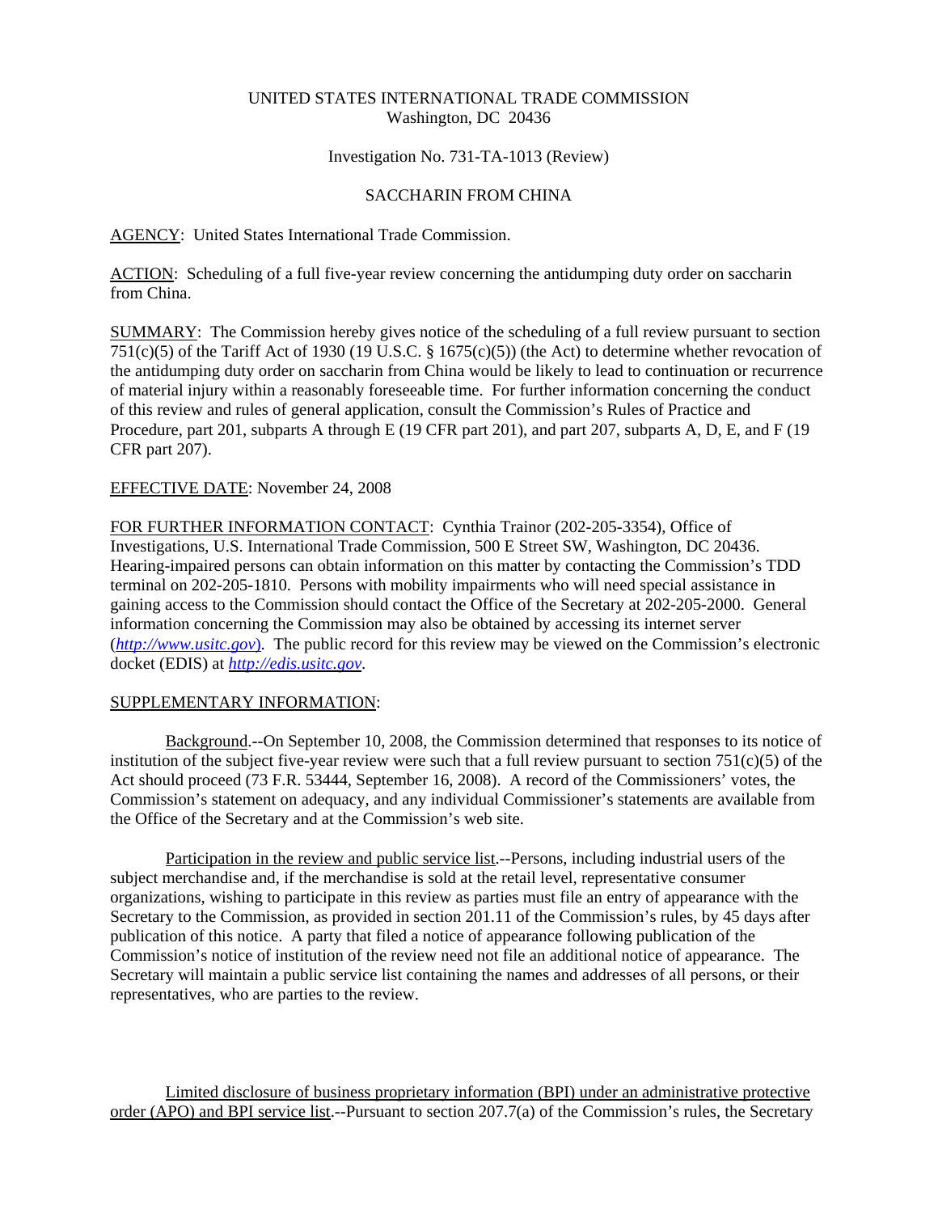UNITED STATES INTERNATIONAL TRADE COMMISSION
Washington, DC 20436

Investigation No. 731-TA-1013 (Review)

SACCHARIN FROM CHINA

AGENCY: United States International Trade Commission.

ACTION: Scheduling of a full five-year review concerning the antidumping duty order on saccharin from China.

SUMMARY: The Commission hereby gives notice of the scheduling of a full review pursuant to section 751(c)(5) of the Tariff Act of 1930 (19 U.S.C. § 1675(c)(5)) (the Act) to determine whether revocation of the antidumping duty order on saccharin from China would be likely to lead to continuation or recurrence of material injury within a reasonably foreseeable time. For further information concerning the conduct of this review and rules of general application, consult the Commission's Rules of Practice and Procedure, part 201, subparts A through E (19 CFR part 201), and part 207, subparts A, D, E, and F (19 CFR part 207).

EFFECTIVE DATE: November 24, 2008

FOR FURTHER INFORMATION CONTACT: Cynthia Trainor (202-205-3354), Office of Investigations, U.S. International Trade Commission, 500 E Street SW, Washington, DC 20436. Hearing-impaired persons can obtain information on this matter by contacting the Commission's TDD terminal on 202-205-1810. Persons with mobility impairments who will need special assistance in gaining access to the Commission should contact the Office of the Secretary at 202-205-2000. General information concerning the Commission may also be obtained by accessing its internet server (*http://www.usitc.gov*). The public record for this review may be viewed on the Commission's electronic docket (EDIS) at *http://edis.usitc.gov*.

SUPPLEMENTARY INFORMATION:

Background.--On September 10, 2008, the Commission determined that responses to its notice of institution of the subject five-year review were such that a full review pursuant to section 751(c)(5) of the Act should proceed (73 F.R. 53444, September 16, 2008). A record of the Commissioners' votes, the Commission's statement on adequacy, and any individual Commissioner's statements are available from the Office of the Secretary and at the Commission's web site.

Participation in the review and public service list.--Persons, including industrial users of the subject merchandise and, if the merchandise is sold at the retail level, representative consumer organizations, wishing to participate in this review as parties must file an entry of appearance with the Secretary to the Commission, as provided in section 201.11 of the Commission's rules, by 45 days after publication of this notice. A party that filed a notice of appearance following publication of the Commission's notice of institution of the review need not file an additional notice of appearance. The Secretary will maintain a public service list containing the names and addresses of all persons, or their representatives, who are parties to the review.

Limited disclosure of business proprietary information (BPI) under an administrative protective order (APO) and BPI service list.--Pursuant to section 207.7(a) of the Commission's rules, the Secretary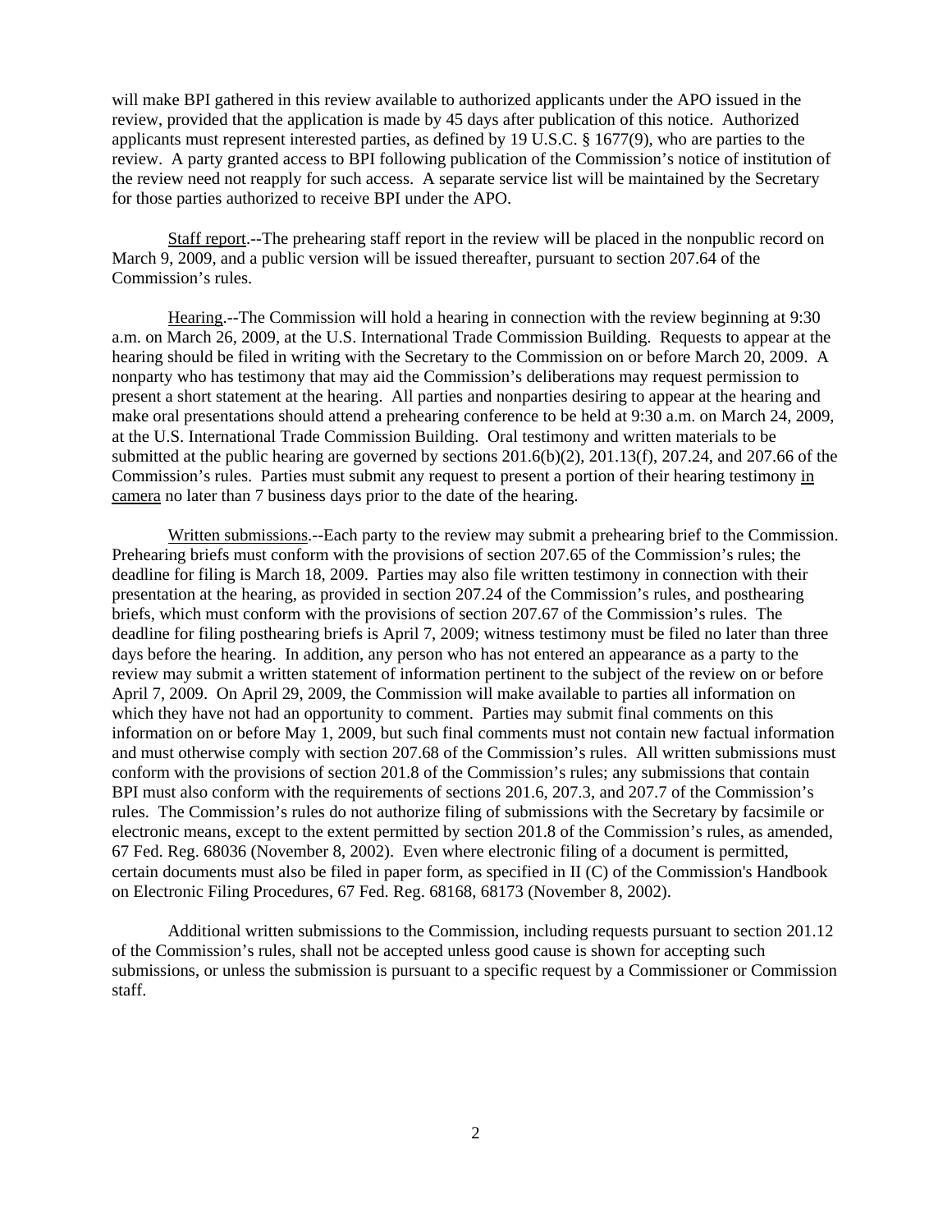will make BPI gathered in this review available to authorized applicants under the APO issued in the review, provided that the application is made by 45 days after publication of this notice. Authorized applicants must represent interested parties, as defined by 19 U.S.C. § 1677(9), who are parties to the review. A party granted access to BPI following publication of the Commission's notice of institution of the review need not reapply for such access. A separate service list will be maintained by the Secretary for those parties authorized to receive BPI under the APO.

Staff report.--The prehearing staff report in the review will be placed in the nonpublic record on March 9, 2009, and a public version will be issued thereafter, pursuant to section 207.64 of the Commission's rules.

Hearing.--The Commission will hold a hearing in connection with the review beginning at 9:30 a.m. on March 26, 2009, at the U.S. International Trade Commission Building. Requests to appear at the hearing should be filed in writing with the Secretary to the Commission on or before March 20, 2009. A nonparty who has testimony that may aid the Commission's deliberations may request permission to present a short statement at the hearing. All parties and nonparties desiring to appear at the hearing and make oral presentations should attend a prehearing conference to be held at 9:30 a.m. on March 24, 2009, at the U.S. International Trade Commission Building. Oral testimony and written materials to be submitted at the public hearing are governed by sections 201.6(b)(2), 201.13(f), 207.24, and 207.66 of the Commission's rules. Parties must submit any request to present a portion of their hearing testimony in camera no later than 7 business days prior to the date of the hearing.

Written submissions.--Each party to the review may submit a prehearing brief to the Commission. Prehearing briefs must conform with the provisions of section 207.65 of the Commission's rules; the deadline for filing is March 18, 2009. Parties may also file written testimony in connection with their presentation at the hearing, as provided in section 207.24 of the Commission's rules, and posthearing briefs, which must conform with the provisions of section 207.67 of the Commission's rules. The deadline for filing posthearing briefs is April 7, 2009; witness testimony must be filed no later than three days before the hearing. In addition, any person who has not entered an appearance as a party to the review may submit a written statement of information pertinent to the subject of the review on or before April 7, 2009. On April 29, 2009, the Commission will make available to parties all information on which they have not had an opportunity to comment. Parties may submit final comments on this information on or before May 1, 2009, but such final comments must not contain new factual information and must otherwise comply with section 207.68 of the Commission's rules. All written submissions must conform with the provisions of section 201.8 of the Commission's rules; any submissions that contain BPI must also conform with the requirements of sections 201.6, 207.3, and 207.7 of the Commission's rules. The Commission's rules do not authorize filing of submissions with the Secretary by facsimile or electronic means, except to the extent permitted by section 201.8 of the Commission's rules, as amended, 67 Fed. Reg. 68036 (November 8, 2002). Even where electronic filing of a document is permitted, certain documents must also be filed in paper form, as specified in II (C) of the Commission's Handbook on Electronic Filing Procedures, 67 Fed. Reg. 68168, 68173 (November 8, 2002).

Additional written submissions to the Commission, including requests pursuant to section 201.12 of the Commission's rules, shall not be accepted unless good cause is shown for accepting such submissions, or unless the submission is pursuant to a specific request by a Commissioner or Commission staff.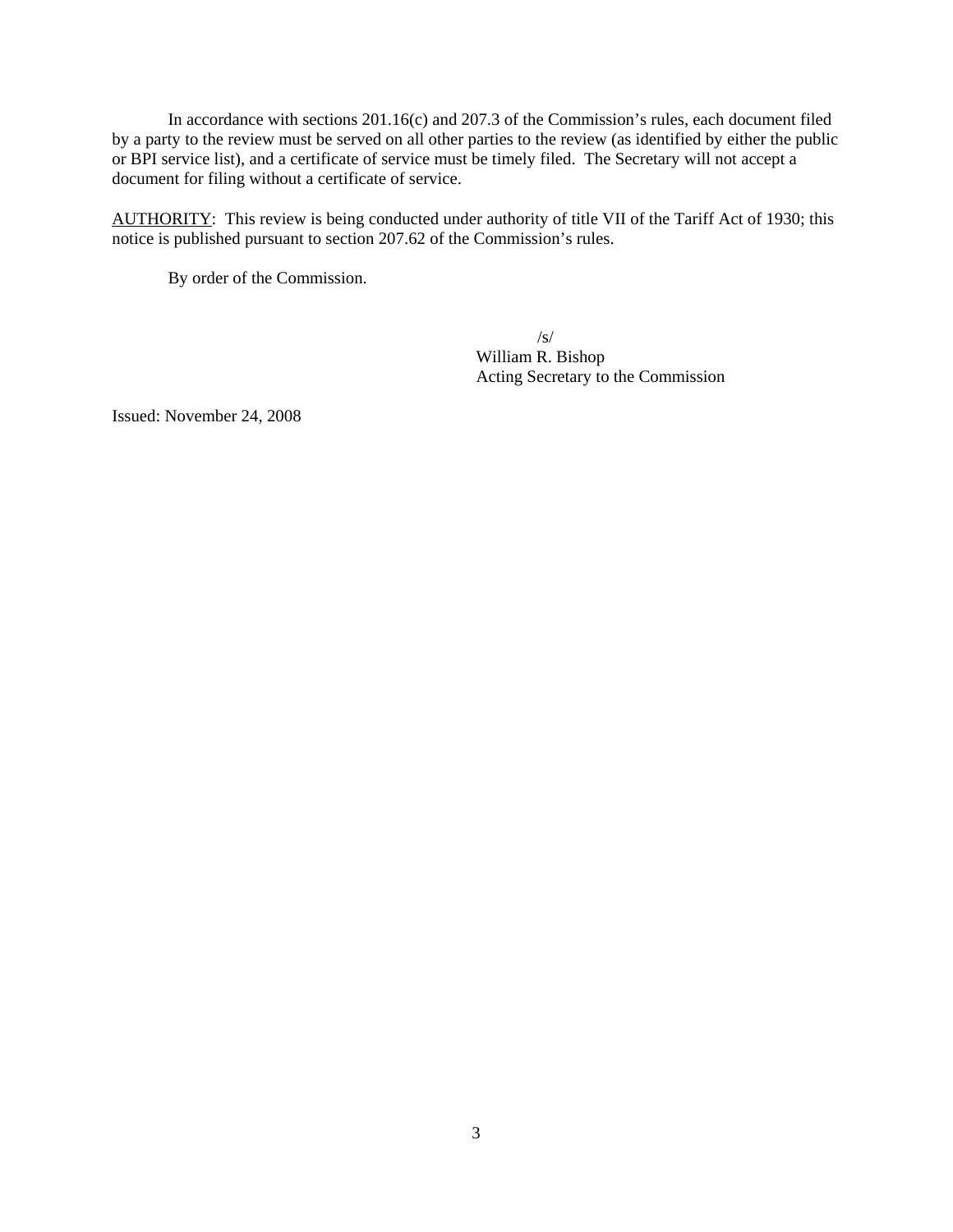In accordance with sections 201.16(c) and 207.3 of the Commission's rules, each document filed by a party to the review must be served on all other parties to the review (as identified by either the public or BPI service list), and a certificate of service must be timely filed. The Secretary will not accept a document for filing without a certificate of service.

<u>AUTHORITY</u>: This review is being conducted under authority of title VII of the Tariff Act of 1930; this notice is published pursuant to section 207.62 of the Commission's rules.

By order of the Commission.

/s/
William R. Bishop
Acting Secretary to the Commission

Issued: November 24, 2008